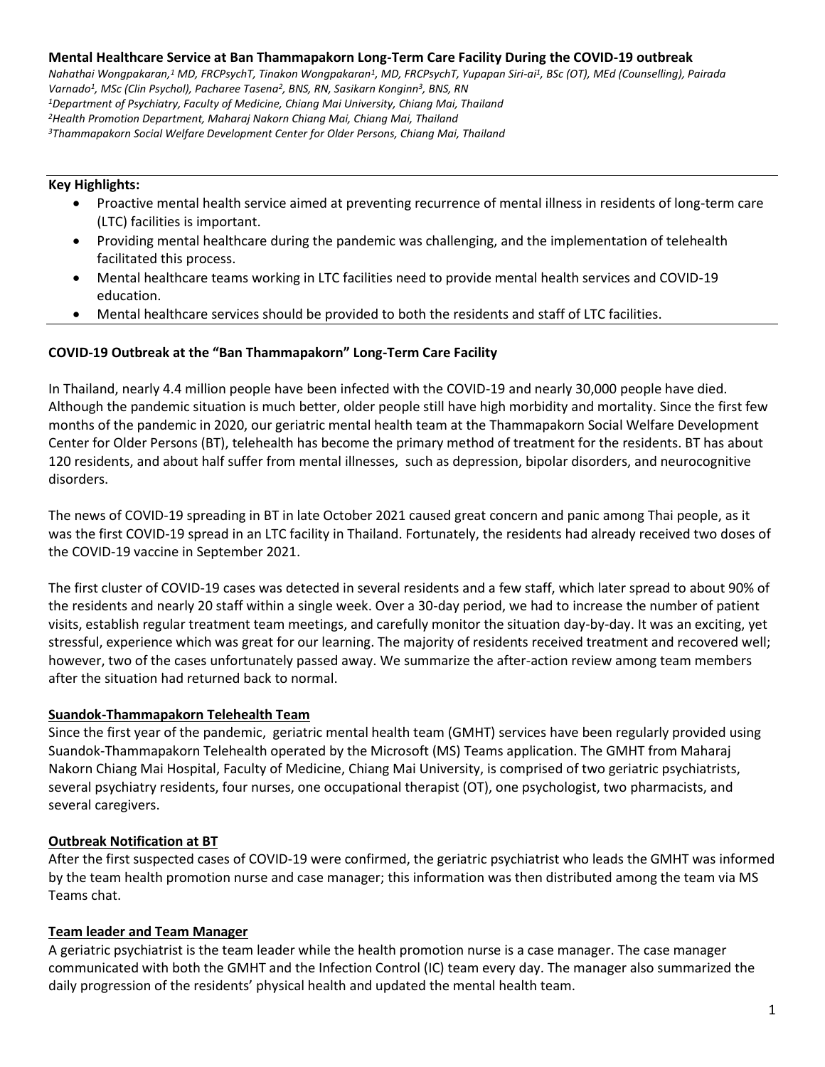**Mental Healthcare Service at Ban Thammapakorn Long-Term Care Facility During the COVID-19 outbreak**

*Nahathai Wongpakaran,[1] MD, FRCPsychT, Tinakon Wongpakaran[1], MD, FRCPsychT, Yupapan Siri-ai[1], BSc (OT), MEd (Counselling), Pairada Varnado[1], MSc (Clin Psychol), Pacharee Tasena[2], BNS, RN, Sasikarn Konginn[3], BNS, RN*

*[1]Department of Psychiatry, Faculty of Medicine, Chiang Mai University, Chiang Mai, Thailand*

*[2]Health Promotion Department, Maharaj Nakorn Chiang Mai, Chiang Mai, Thailand*

*[3]Thammapakorn Social Welfare Development Center for Older Persons, Chiang Mai, Thailand*

---

**Key Highlights:**

- Proactive mental health service aimed at preventing recurrence of mental illness in residents of long-term care (LTC) facilities is important.
- Providing mental healthcare during the pandemic was challenging, and the implementation of telehealth facilitated this process.
- Mental healthcare teams working in LTC facilities need to provide mental health services and COVID-19 education.
- Mental healthcare services should be provided to both the residents and staff of LTC facilities.

---

**COVID-19 Outbreak at the "Ban Thammapakorn" Long-Term Care Facility**

In Thailand, nearly 4.4 million people have been infected with the COVID-19 and nearly 30,000 people have died. Although the pandemic situation is much better, older people still have high morbidity and mortality. Since the first few months of the pandemic in 2020, our geriatric mental health team at the Thammapakorn Social Welfare Development Center for Older Persons (BT), telehealth has become the primary method of treatment for the residents. BT has about 120 residents, and about half suffer from mental illnesses, such as depression, bipolar disorders, and neurocognitive disorders.

The news of COVID-19 spreading in BT in late October 2021 caused great concern and panic among Thai people, as it was the first COVID-19 spread in an LTC facility in Thailand. Fortunately, the residents had already received two doses of the COVID-19 vaccine in September 2021.

The first cluster of COVID-19 cases was detected in several residents and a few staff, which later spread to about 90% of the residents and nearly 20 staff within a single week. Over a 30-day period, we had to increase the number of patient visits, establish regular treatment team meetings, and carefully monitor the situation day-by-day. It was an exciting, yet stressful, experience which was great for our learning. The majority of residents received treatment and recovered well; however, two of the cases unfortunately passed away. We summarize the after-action review among team members after the situation had returned back to normal.

**Suandok-Thammapakorn Telehealth Team**

Since the first year of the pandemic, geriatric mental health team (GMHT) services have been regularly provided using Suandok-Thammapakorn Telehealth operated by the Microsoft (MS) Teams application. The GMHT from Maharaj Nakorn Chiang Mai Hospital, Faculty of Medicine, Chiang Mai University, is comprised of two geriatric psychiatrists, several psychiatry residents, four nurses, one occupational therapist (OT), one psychologist, two pharmacists, and several caregivers.

**Outbreak Notification at BT**

After the first suspected cases of COVID-19 were confirmed, the geriatric psychiatrist who leads the GMHT was informed by the team health promotion nurse and case manager; this information was then distributed among the team via MS Teams chat.

**Team leader and Team Manager**

A geriatric psychiatrist is the team leader while the health promotion nurse is a case manager. The case manager communicated with both the GMHT and the Infection Control (IC) team every day. The manager also summarized the daily progression of the residents' physical health and updated the mental health team.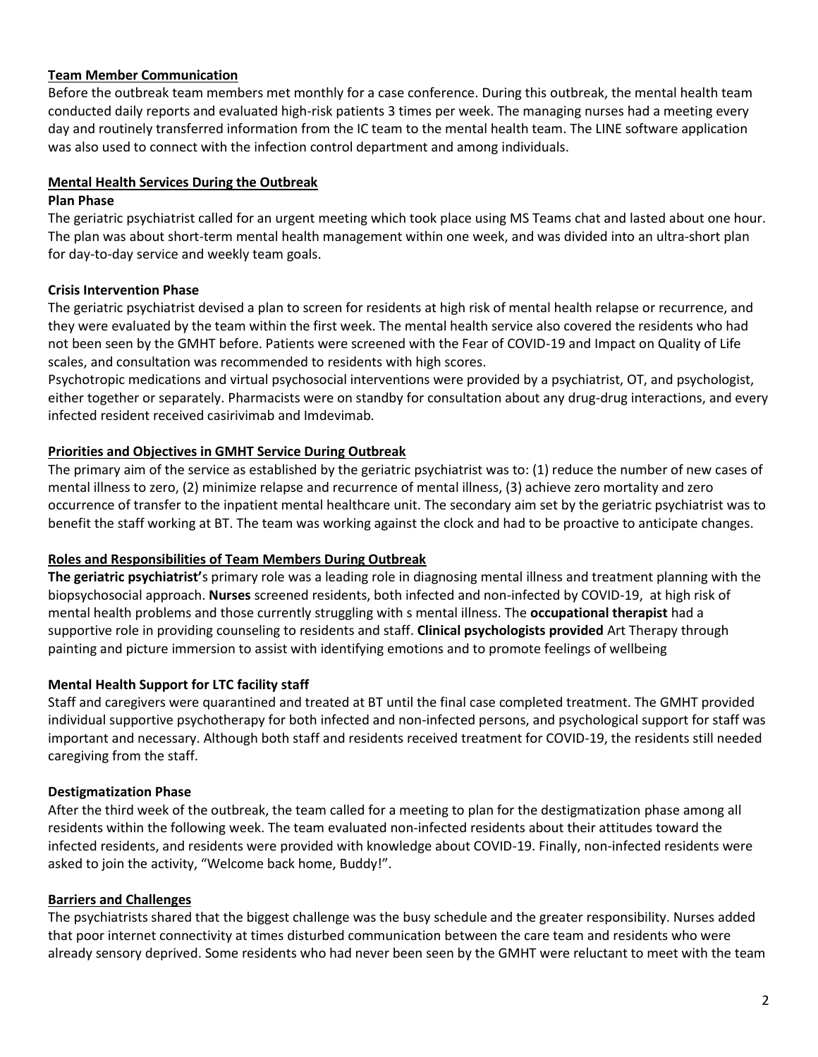## Team Member Communication

Before the outbreak team members met monthly for a case conference. During this outbreak, the mental health team conducted daily reports and evaluated high-risk patients 3 times per week. The managing nurses had a meeting every day and routinely transferred information from the IC team to the mental health team. The LINE software application was also used to connect with the infection control department and among individuals.

## Mental Health Services During the Outbreak

### Plan Phase

The geriatric psychiatrist called for an urgent meeting which took place using MS Teams chat and lasted about one hour. The plan was about short-term mental health management within one week, and was divided into an ultra-short plan for day-to-day service and weekly team goals.

### Crisis Intervention Phase

The geriatric psychiatrist devised a plan to screen for residents at high risk of mental health relapse or recurrence, and they were evaluated by the team within the first week. The mental health service also covered the residents who had not been seen by the GMHT before. Patients were screened with the Fear of COVID-19 and Impact on Quality of Life scales, and consultation was recommended to residents with high scores.

Psychotropic medications and virtual psychosocial interventions were provided by a psychiatrist, OT, and psychologist, either together or separately. Pharmacists were on standby for consultation about any drug-drug interactions, and every infected resident received casirivimab and Imdevimab.

## Priorities and Objectives in GMHT Service During Outbreak

The primary aim of the service as established by the geriatric psychiatrist was to: (1) reduce the number of new cases of mental illness to zero, (2) minimize relapse and recurrence of mental illness, (3) achieve zero mortality and zero occurrence of transfer to the inpatient mental healthcare unit. The secondary aim set by the geriatric psychiatrist was to benefit the staff working at BT. The team was working against the clock and had to be proactive to anticipate changes.

## Roles and Responsibilities of Team Members During Outbreak

**The geriatric psychiatrist'**s primary role was a leading role in diagnosing mental illness and treatment planning with the biopsychosocial approach. **Nurses** screened residents, both infected and non-infected by COVID-19, at high risk of mental health problems and those currently struggling with s mental illness. The **occupational therapist** had a supportive role in providing counseling to residents and staff. **Clinical psychologists provided** Art Therapy through painting and picture immersion to assist with identifying emotions and to promote feelings of wellbeing

### Mental Health Support for LTC facility staff

Staff and caregivers were quarantined and treated at BT until the final case completed treatment. The GMHT provided individual supportive psychotherapy for both infected and non-infected persons, and psychological support for staff was important and necessary. Although both staff and residents received treatment for COVID-19, the residents still needed caregiving from the staff.

### Destigmatization Phase

After the third week of the outbreak, the team called for a meeting to plan for the destigmatization phase among all residents within the following week. The team evaluated non-infected residents about their attitudes toward the infected residents, and residents were provided with knowledge about COVID-19. Finally, non-infected residents were asked to join the activity, "Welcome back home, Buddy!".

## Barriers and Challenges

The psychiatrists shared that the biggest challenge was the busy schedule and the greater responsibility. Nurses added that poor internet connectivity at times disturbed communication between the care team and residents who were already sensory deprived. Some residents who had never been seen by the GMHT were reluctant to meet with the team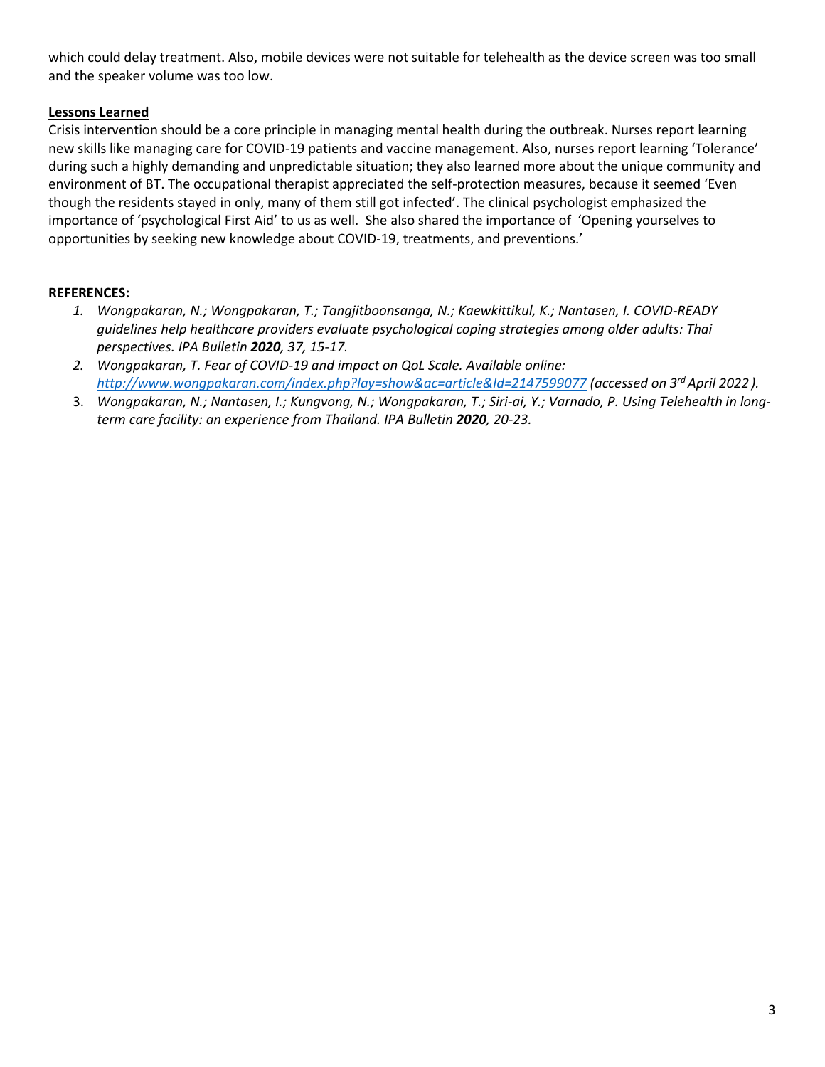which could delay treatment. Also, mobile devices were not suitable for telehealth as the device screen was too small and the speaker volume was too low.

## Lessons Learned

Crisis intervention should be a core principle in managing mental health during the outbreak. Nurses report learning new skills like managing care for COVID-19 patients and vaccine management. Also, nurses report learning 'Tolerance' during such a highly demanding and unpredictable situation; they also learned more about the unique community and environment of BT. The occupational therapist appreciated the self-protection measures, because it seemed 'Even though the residents stayed in only, many of them still got infected'. The clinical psychologist emphasized the importance of 'psychological First Aid' to us as well. She also shared the importance of 'Opening yourselves to opportunities by seeking new knowledge about COVID-19, treatments, and preventions.'

## REFERENCES:

1. *Wongpakaran, N.; Wongpakaran, T.; Tangjitboonsanga, N.; Kaewkittikul, K.; Nantasen, I. COVID-READY guidelines help healthcare providers evaluate psychological coping strategies among older adults: Thai perspectives. IPA Bulletin* ***2020****, 37, 15-17.*
2. *Wongpakaran, T. Fear of COVID-19 and impact on QoL Scale. Available online: http://www.wongpakaran.com/index.php?lay=show&ac=article&Id=2147599077 (accessed on 3rd April 2022 ).*
3. *Wongpakaran, N.; Nantasen, I.; Kungvong, N.; Wongpakaran, T.; Siri-ai, Y.; Varnado, P. Using Telehealth in long-term care facility: an experience from Thailand. IPA Bulletin* ***2020****, 20-23.*